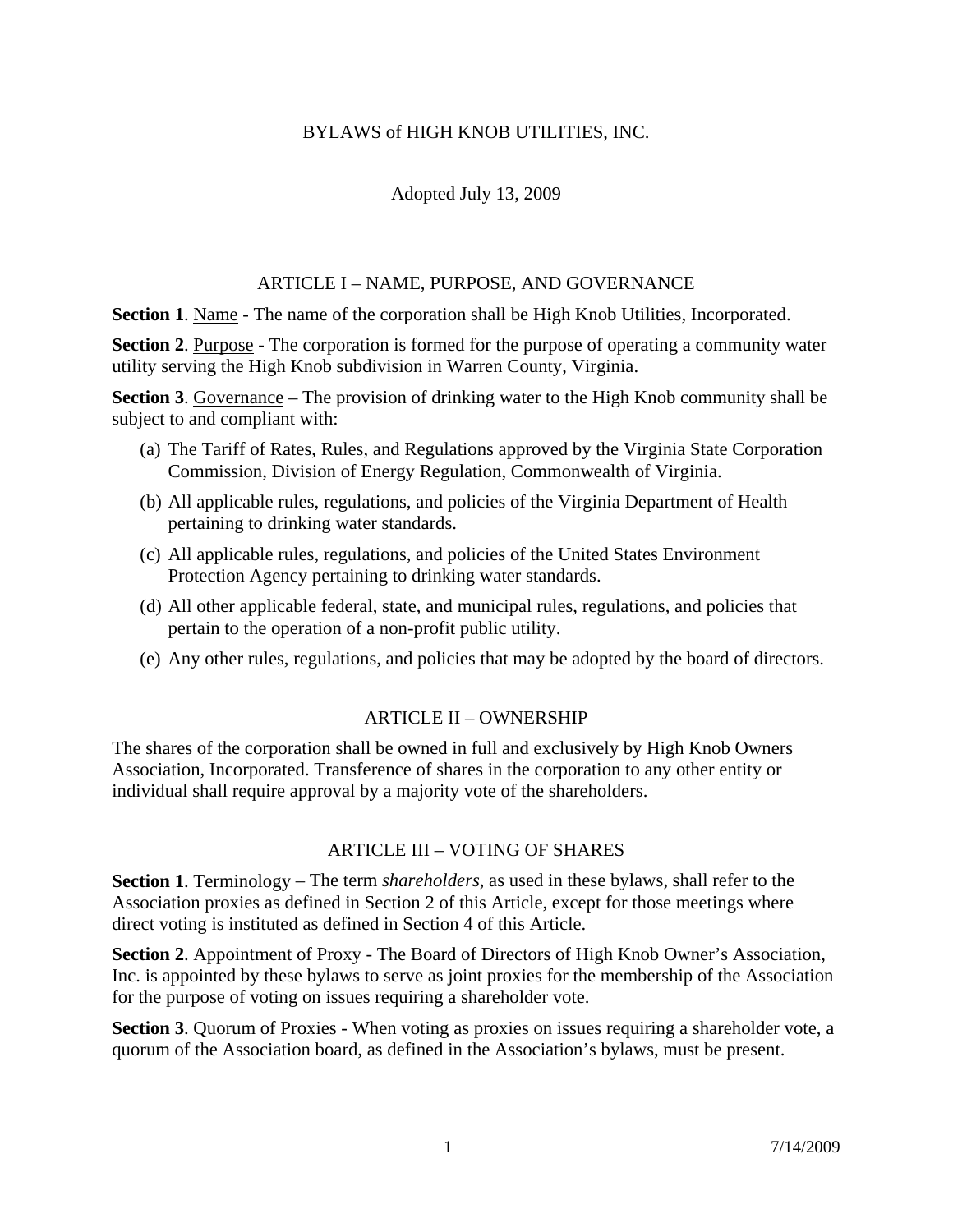# BYLAWS of HIGH KNOB UTILITIES, INC.

Adopted July 13, 2009

## ARTICLE I – NAME, PURPOSE, AND GOVERNANCE

**Section 1**. Name - The name of the corporation shall be High Knob Utilities, Incorporated.

**Section 2**. Purpose - The corporation is formed for the purpose of operating a community water utility serving the High Knob subdivision in Warren County, Virginia.

**Section 3**. Governance – The provision of drinking water to the High Knob community shall be subject to and compliant with:

(a) The Tariff of Rates, Rules, and Regulations approved by the Virginia State Corporation Commission, Division of Energy Regulation, Commonwealth of Virginia.

(b) All applicable rules, regulations, and policies of the Virginia Department of Health pertaining to drinking water standards.

(c) All applicable rules, regulations, and policies of the United States Environment Protection Agency pertaining to drinking water standards.

(d) All other applicable federal, state, and municipal rules, regulations, and policies that pertain to the operation of a non-profit public utility.

(e) Any other rules, regulations, and policies that may be adopted by the board of directors.

## ARTICLE II – OWNERSHIP

The shares of the corporation shall be owned in full and exclusively by High Knob Owners Association, Incorporated. Transference of shares in the corporation to any other entity or individual shall require approval by a majority vote of the shareholders.

## ARTICLE III – VOTING OF SHARES

**Section 1**. Terminology – The term *shareholders*, as used in these bylaws, shall refer to the Association proxies as defined in Section 2 of this Article, except for those meetings where direct voting is instituted as defined in Section 4 of this Article.

**Section 2**. Appointment of Proxy - The Board of Directors of High Knob Owner's Association, Inc. is appointed by these bylaws to serve as joint proxies for the membership of the Association for the purpose of voting on issues requiring a shareholder vote.

**Section 3**. Quorum of Proxies - When voting as proxies on issues requiring a shareholder vote, a quorum of the Association board, as defined in the Association's bylaws, must be present.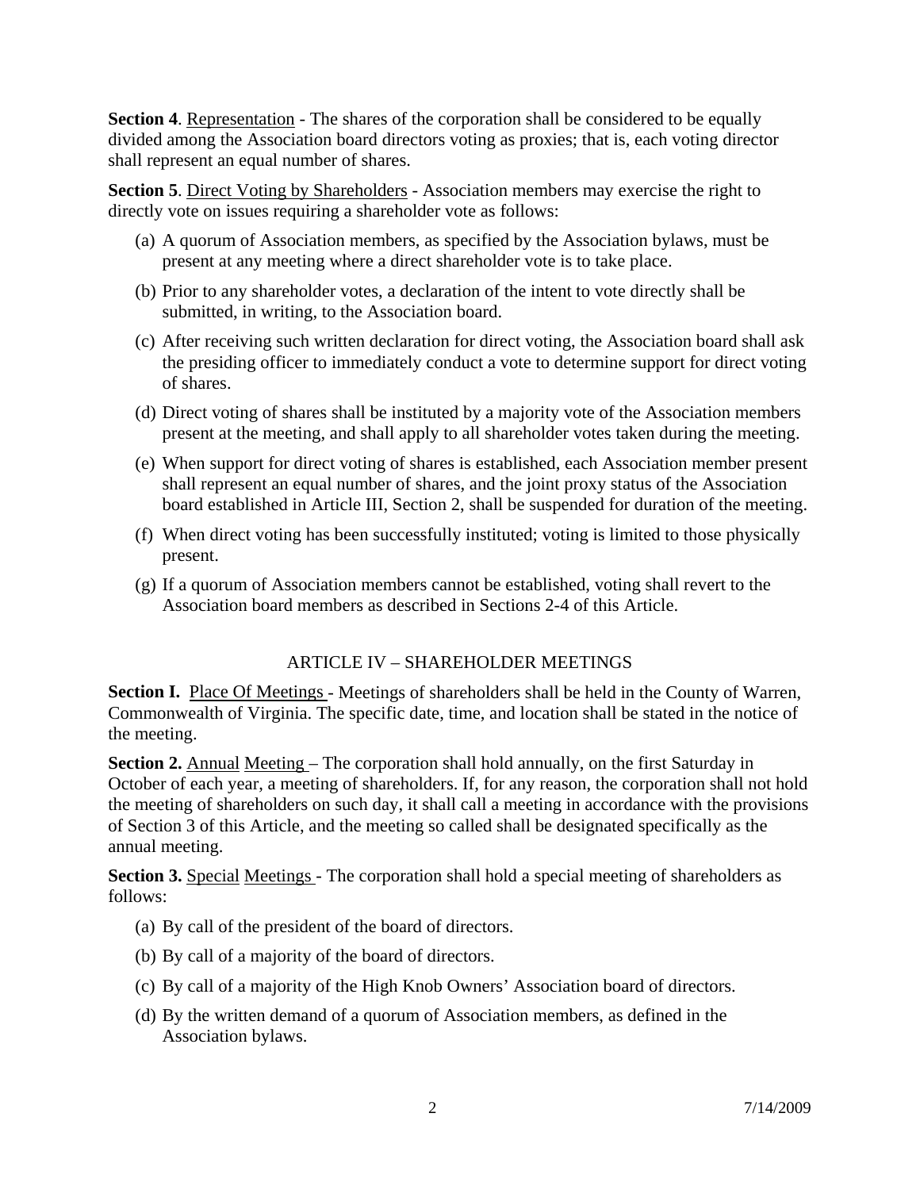**Section 4**. Representation - The shares of the corporation shall be considered to be equally divided among the Association board directors voting as proxies; that is, each voting director shall represent an equal number of shares.

**Section 5**. Direct Voting by Shareholders - Association members may exercise the right to directly vote on issues requiring a shareholder vote as follows:

(a) A quorum of Association members, as specified by the Association bylaws, must be present at any meeting where a direct shareholder vote is to take place.

(b) Prior to any shareholder votes, a declaration of the intent to vote directly shall be submitted, in writing, to the Association board.

(c) After receiving such written declaration for direct voting, the Association board shall ask the presiding officer to immediately conduct a vote to determine support for direct voting of shares.

(d) Direct voting of shares shall be instituted by a majority vote of the Association members present at the meeting, and shall apply to all shareholder votes taken during the meeting.

(e) When support for direct voting of shares is established, each Association member present shall represent an equal number of shares, and the joint proxy status of the Association board established in Article III, Section 2, shall be suspended for duration of the meeting.

(f) When direct voting has been successfully instituted; voting is limited to those physically present.

(g) If a quorum of Association members cannot be established, voting shall revert to the Association board members as described in Sections 2-4 of this Article.

## ARTICLE IV – SHAREHOLDER MEETINGS

**Section I.** Place Of Meetings - Meetings of shareholders shall be held in the County of Warren, Commonwealth of Virginia. The specific date, time, and location shall be stated in the notice of the meeting.

**Section 2.** Annual Meeting – The corporation shall hold annually, on the first Saturday in October of each year, a meeting of shareholders. If, for any reason, the corporation shall not hold the meeting of shareholders on such day, it shall call a meeting in accordance with the provisions of Section 3 of this Article, and the meeting so called shall be designated specifically as the annual meeting.

**Section 3.** Special Meetings - The corporation shall hold a special meeting of shareholders as follows:

(a) By call of the president of the board of directors.

(b) By call of a majority of the board of directors.

(c) By call of a majority of the High Knob Owners' Association board of directors.

(d) By the written demand of a quorum of Association members, as defined in the Association bylaws.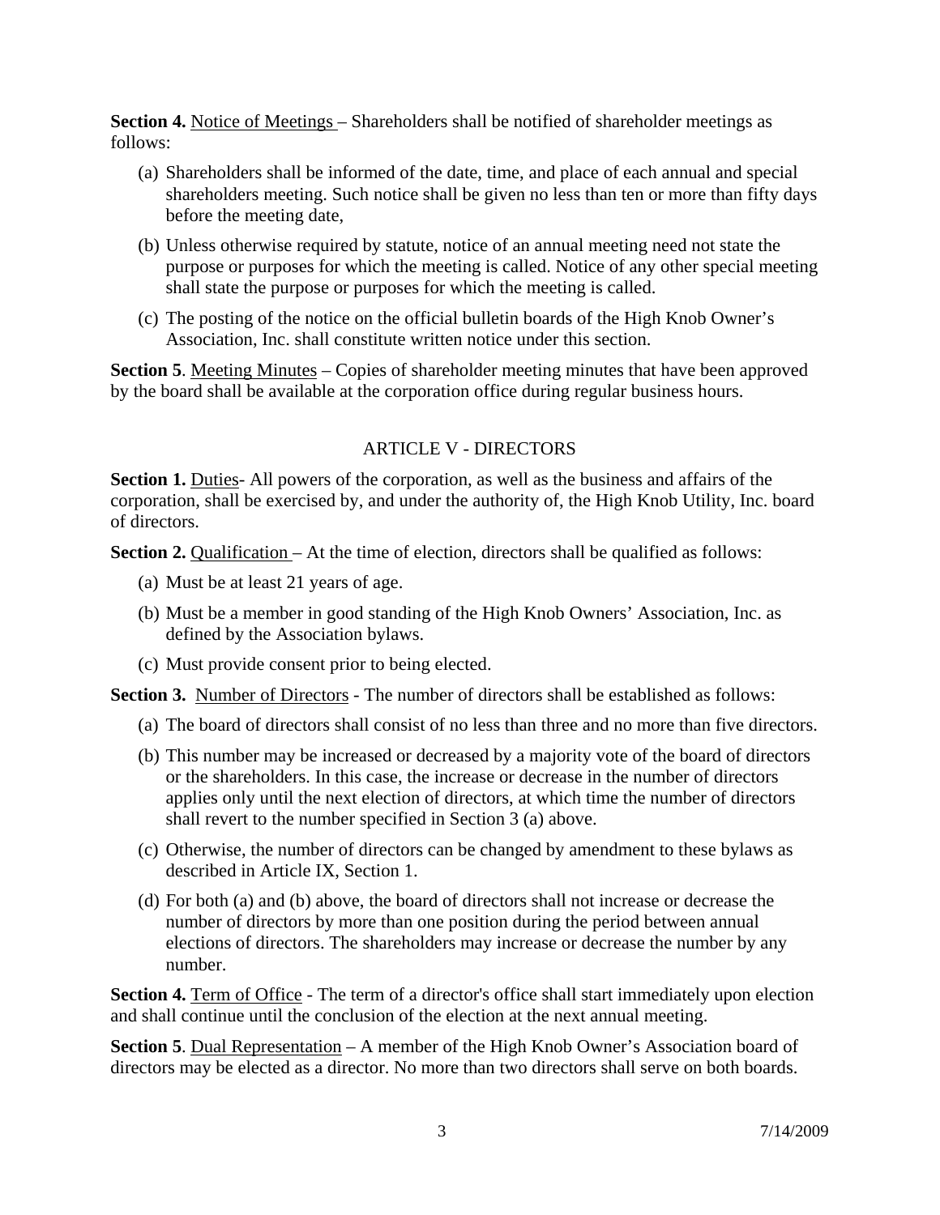**Section 4.** Notice of Meetings – Shareholders shall be notified of shareholder meetings as follows:

(a) Shareholders shall be informed of the date, time, and place of each annual and special shareholders meeting. Such notice shall be given no less than ten or more than fifty days before the meeting date,

(b) Unless otherwise required by statute, notice of an annual meeting need not state the purpose or purposes for which the meeting is called. Notice of any other special meeting shall state the purpose or purposes for which the meeting is called.

(c) The posting of the notice on the official bulletin boards of the High Knob Owner's Association, Inc. shall constitute written notice under this section.

**Section 5**. Meeting Minutes – Copies of shareholder meeting minutes that have been approved by the board shall be available at the corporation office during regular business hours.

## ARTICLE V - DIRECTORS

**Section 1.** Duties- All powers of the corporation, as well as the business and affairs of the corporation, shall be exercised by, and under the authority of, the High Knob Utility, Inc. board of directors.

**Section 2.** Qualification – At the time of election, directors shall be qualified as follows:

(a) Must be at least 21 years of age.

(b) Must be a member in good standing of the High Knob Owners' Association, Inc. as defined by the Association bylaws.

(c) Must provide consent prior to being elected.

**Section 3.** Number of Directors - The number of directors shall be established as follows:

(a) The board of directors shall consist of no less than three and no more than five directors.

(b) This number may be increased or decreased by a majority vote of the board of directors or the shareholders. In this case, the increase or decrease in the number of directors applies only until the next election of directors, at which time the number of directors shall revert to the number specified in Section 3 (a) above.

(c) Otherwise, the number of directors can be changed by amendment to these bylaws as described in Article IX, Section 1.

(d) For both (a) and (b) above, the board of directors shall not increase or decrease the number of directors by more than one position during the period between annual elections of directors. The shareholders may increase or decrease the number by any number.

**Section 4.** Term of Office - The term of a director's office shall start immediately upon election and shall continue until the conclusion of the election at the next annual meeting.

**Section 5**. Dual Representation – A member of the High Knob Owner's Association board of directors may be elected as a director. No more than two directors shall serve on both boards.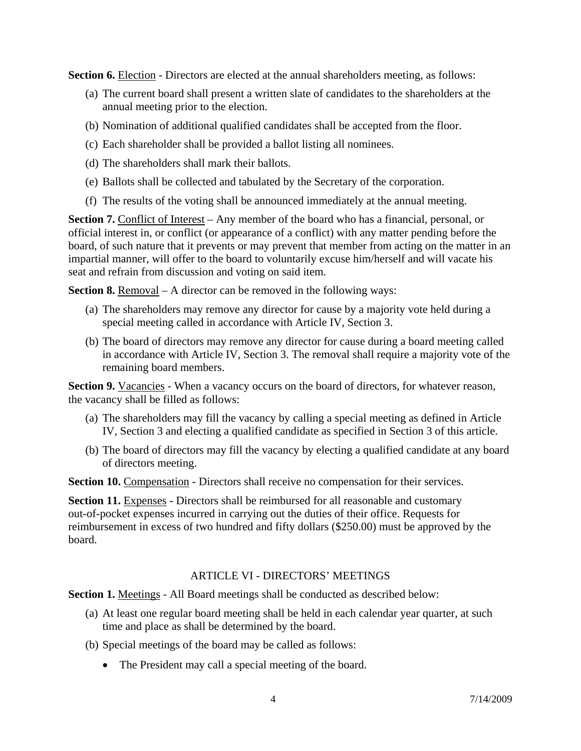**Section 6.** Election - Directors are elected at the annual shareholders meeting, as follows:

(a) The current board shall present a written slate of candidates to the shareholders at the annual meeting prior to the election.

(b) Nomination of additional qualified candidates shall be accepted from the floor.

(c) Each shareholder shall be provided a ballot listing all nominees.

(d) The shareholders shall mark their ballots.

(e) Ballots shall be collected and tabulated by the Secretary of the corporation.

(f) The results of the voting shall be announced immediately at the annual meeting.

**Section 7.** Conflict of Interest – Any member of the board who has a financial, personal, or official interest in, or conflict (or appearance of a conflict) with any matter pending before the board, of such nature that it prevents or may prevent that member from acting on the matter in an impartial manner, will offer to the board to voluntarily excuse him/herself and will vacate his seat and refrain from discussion and voting on said item.

**Section 8.** Removal – A director can be removed in the following ways:

(a) The shareholders may remove any director for cause by a majority vote held during a special meeting called in accordance with Article IV, Section 3.

(b) The board of directors may remove any director for cause during a board meeting called in accordance with Article IV, Section 3. The removal shall require a majority vote of the remaining board members.

**Section 9.** Vacancies - When a vacancy occurs on the board of directors, for whatever reason, the vacancy shall be filled as follows:

(a) The shareholders may fill the vacancy by calling a special meeting as defined in Article IV, Section 3 and electing a qualified candidate as specified in Section 3 of this article.

(b) The board of directors may fill the vacancy by electing a qualified candidate at any board of directors meeting.

**Section 10.** Compensation - Directors shall receive no compensation for their services.

**Section 11.** Expenses - Directors shall be reimbursed for all reasonable and customary out-of-pocket expenses incurred in carrying out the duties of their office. Requests for reimbursement in excess of two hundred and fifty dollars ($250.00) must be approved by the board.

## ARTICLE VI - DIRECTORS' MEETINGS

**Section 1.** Meetings - All Board meetings shall be conducted as described below:

(a) At least one regular board meeting shall be held in each calendar year quarter, at such time and place as shall be determined by the board.

(b) Special meetings of the board may be called as follows:

- The President may call a special meeting of the board.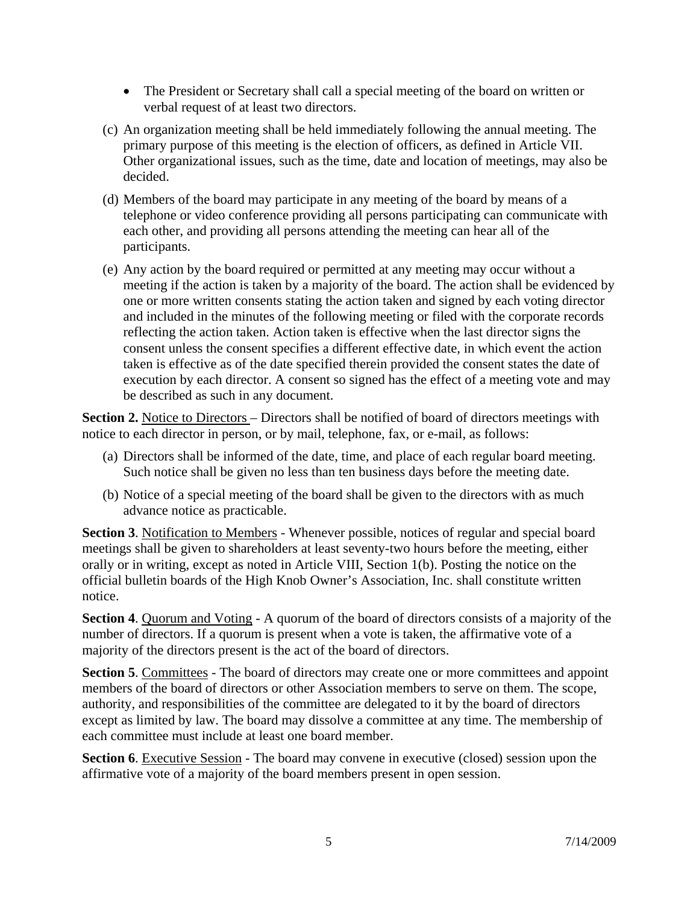- The President or Secretary shall call a special meeting of the board on written or verbal request of at least two directors.

(c) An organization meeting shall be held immediately following the annual meeting. The primary purpose of this meeting is the election of officers, as defined in Article VII. Other organizational issues, such as the time, date and location of meetings, may also be decided.

(d) Members of the board may participate in any meeting of the board by means of a telephone or video conference providing all persons participating can communicate with each other, and providing all persons attending the meeting can hear all of the participants.

(e) Any action by the board required or permitted at any meeting may occur without a meeting if the action is taken by a majority of the board. The action shall be evidenced by one or more written consents stating the action taken and signed by each voting director and included in the minutes of the following meeting or filed with the corporate records reflecting the action taken. Action taken is effective when the last director signs the consent unless the consent specifies a different effective date, in which event the action taken is effective as of the date specified therein provided the consent states the date of execution by each director. A consent so signed has the effect of a meeting vote and may be described as such in any document.

**Section 2.** Notice to Directors – Directors shall be notified of board of directors meetings with notice to each director in person, or by mail, telephone, fax, or e-mail, as follows:

(a) Directors shall be informed of the date, time, and place of each regular board meeting. Such notice shall be given no less than ten business days before the meeting date.

(b) Notice of a special meeting of the board shall be given to the directors with as much advance notice as practicable.

**Section 3**. Notification to Members - Whenever possible, notices of regular and special board meetings shall be given to shareholders at least seventy-two hours before the meeting, either orally or in writing, except as noted in Article VIII, Section 1(b). Posting the notice on the official bulletin boards of the High Knob Owner's Association, Inc. shall constitute written notice.

**Section 4**. Quorum and Voting - A quorum of the board of directors consists of a majority of the number of directors. If a quorum is present when a vote is taken, the affirmative vote of a majority of the directors present is the act of the board of directors.

**Section 5**. Committees - The board of directors may create one or more committees and appoint members of the board of directors or other Association members to serve on them. The scope, authority, and responsibilities of the committee are delegated to it by the board of directors except as limited by law. The board may dissolve a committee at any time. The membership of each committee must include at least one board member.

**Section 6**. Executive Session - The board may convene in executive (closed) session upon the affirmative vote of a majority of the board members present in open session.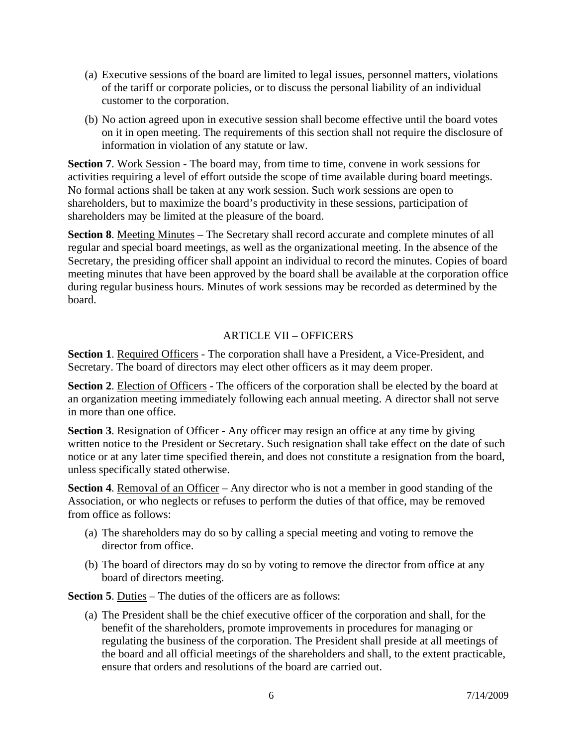(a) Executive sessions of the board are limited to legal issues, personnel matters, violations of the tariff or corporate policies, or to discuss the personal liability of an individual customer to the corporation.

(b) No action agreed upon in executive session shall become effective until the board votes on it in open meeting. The requirements of this section shall not require the disclosure of information in violation of any statute or law.

**Section 7**. Work Session - The board may, from time to time, convene in work sessions for activities requiring a level of effort outside the scope of time available during board meetings. No formal actions shall be taken at any work session. Such work sessions are open to shareholders, but to maximize the board's productivity in these sessions, participation of shareholders may be limited at the pleasure of the board.

**Section 8**. Meeting Minutes – The Secretary shall record accurate and complete minutes of all regular and special board meetings, as well as the organizational meeting. In the absence of the Secretary, the presiding officer shall appoint an individual to record the minutes. Copies of board meeting minutes that have been approved by the board shall be available at the corporation office during regular business hours. Minutes of work sessions may be recorded as determined by the board.

## ARTICLE VII – OFFICERS

**Section 1**. Required Officers - The corporation shall have a President, a Vice-President, and Secretary. The board of directors may elect other officers as it may deem proper.

**Section 2**. Election of Officers - The officers of the corporation shall be elected by the board at an organization meeting immediately following each annual meeting. A director shall not serve in more than one office.

**Section 3**. Resignation of Officer - Any officer may resign an office at any time by giving written notice to the President or Secretary. Such resignation shall take effect on the date of such notice or at any later time specified therein, and does not constitute a resignation from the board, unless specifically stated otherwise.

**Section 4**. Removal of an Officer – Any director who is not a member in good standing of the Association, or who neglects or refuses to perform the duties of that office, may be removed from office as follows:

(a) The shareholders may do so by calling a special meeting and voting to remove the director from office.

(b) The board of directors may do so by voting to remove the director from office at any board of directors meeting.

**Section 5**. Duties – The duties of the officers are as follows:

(a) The President shall be the chief executive officer of the corporation and shall, for the benefit of the shareholders, promote improvements in procedures for managing or regulating the business of the corporation. The President shall preside at all meetings of the board and all official meetings of the shareholders and shall, to the extent practicable, ensure that orders and resolutions of the board are carried out.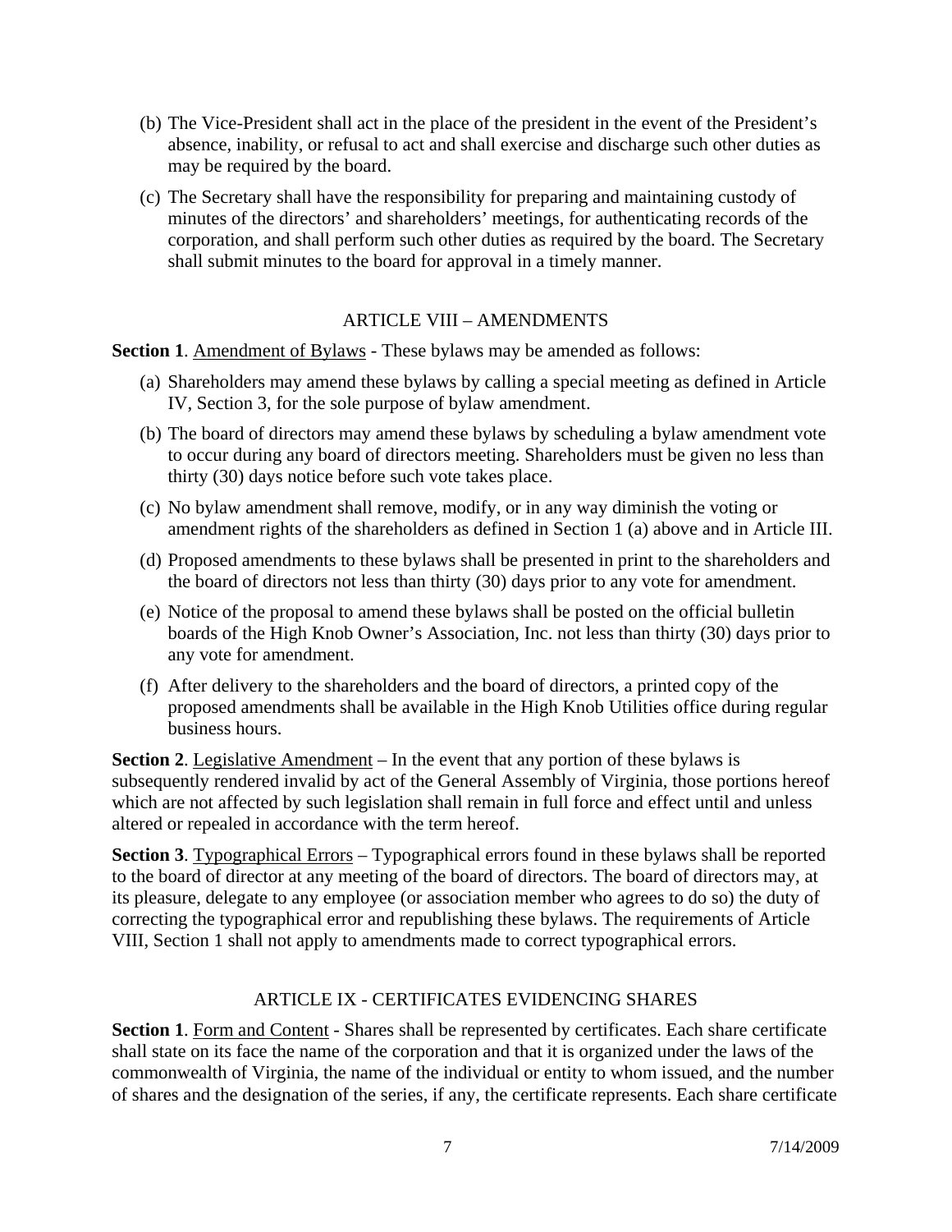(b) The Vice-President shall act in the place of the president in the event of the President's absence, inability, or refusal to act and shall exercise and discharge such other duties as may be required by the board.

(c) The Secretary shall have the responsibility for preparing and maintaining custody of minutes of the directors' and shareholders' meetings, for authenticating records of the corporation, and shall perform such other duties as required by the board. The Secretary shall submit minutes to the board for approval in a timely manner.

## ARTICLE VIII – AMENDMENTS

**Section 1**. Amendment of Bylaws - These bylaws may be amended as follows:

(a) Shareholders may amend these bylaws by calling a special meeting as defined in Article IV, Section 3, for the sole purpose of bylaw amendment.

(b) The board of directors may amend these bylaws by scheduling a bylaw amendment vote to occur during any board of directors meeting. Shareholders must be given no less than thirty (30) days notice before such vote takes place.

(c) No bylaw amendment shall remove, modify, or in any way diminish the voting or amendment rights of the shareholders as defined in Section 1 (a) above and in Article III.

(d) Proposed amendments to these bylaws shall be presented in print to the shareholders and the board of directors not less than thirty (30) days prior to any vote for amendment.

(e) Notice of the proposal to amend these bylaws shall be posted on the official bulletin boards of the High Knob Owner's Association, Inc. not less than thirty (30) days prior to any vote for amendment.

(f) After delivery to the shareholders and the board of directors, a printed copy of the proposed amendments shall be available in the High Knob Utilities office during regular business hours.

**Section 2**. Legislative Amendment – In the event that any portion of these bylaws is subsequently rendered invalid by act of the General Assembly of Virginia, those portions hereof which are not affected by such legislation shall remain in full force and effect until and unless altered or repealed in accordance with the term hereof.

**Section 3**. Typographical Errors – Typographical errors found in these bylaws shall be reported to the board of director at any meeting of the board of directors. The board of directors may, at its pleasure, delegate to any employee (or association member who agrees to do so) the duty of correcting the typographical error and republishing these bylaws. The requirements of Article VIII, Section 1 shall not apply to amendments made to correct typographical errors.

## ARTICLE IX - CERTIFICATES EVIDENCING SHARES

**Section 1**. Form and Content - Shares shall be represented by certificates. Each share certificate shall state on its face the name of the corporation and that it is organized under the laws of the commonwealth of Virginia, the name of the individual or entity to whom issued, and the number of shares and the designation of the series, if any, the certificate represents. Each share certificate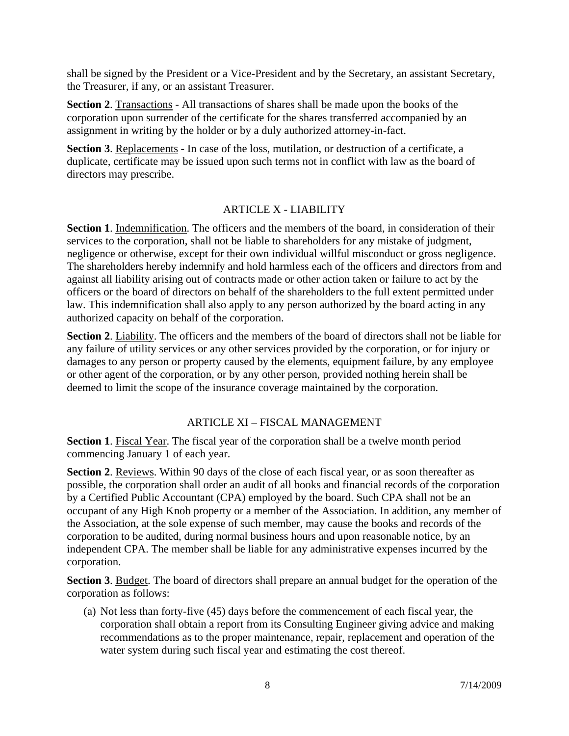shall be signed by the President or a Vice-President and by the Secretary, an assistant Secretary, the Treasurer, if any, or an assistant Treasurer.

**Section 2**. Transactions - All transactions of shares shall be made upon the books of the corporation upon surrender of the certificate for the shares transferred accompanied by an assignment in writing by the holder or by a duly authorized attorney-in-fact.

**Section 3**. Replacements - In case of the loss, mutilation, or destruction of a certificate, a duplicate, certificate may be issued upon such terms not in conflict with law as the board of directors may prescribe.

## ARTICLE X - LIABILITY

**Section 1**. Indemnification. The officers and the members of the board, in consideration of their services to the corporation, shall not be liable to shareholders for any mistake of judgment, negligence or otherwise, except for their own individual willful misconduct or gross negligence. The shareholders hereby indemnify and hold harmless each of the officers and directors from and against all liability arising out of contracts made or other action taken or failure to act by the officers or the board of directors on behalf of the shareholders to the full extent permitted under law. This indemnification shall also apply to any person authorized by the board acting in any authorized capacity on behalf of the corporation.

**Section 2**. Liability. The officers and the members of the board of directors shall not be liable for any failure of utility services or any other services provided by the corporation, or for injury or damages to any person or property caused by the elements, equipment failure, by any employee or other agent of the corporation, or by any other person, provided nothing herein shall be deemed to limit the scope of the insurance coverage maintained by the corporation.

## ARTICLE XI – FISCAL MANAGEMENT

**Section 1**. Fiscal Year. The fiscal year of the corporation shall be a twelve month period commencing January 1 of each year.

**Section 2**. Reviews. Within 90 days of the close of each fiscal year, or as soon thereafter as possible, the corporation shall order an audit of all books and financial records of the corporation by a Certified Public Accountant (CPA) employed by the board. Such CPA shall not be an occupant of any High Knob property or a member of the Association. In addition, any member of the Association, at the sole expense of such member, may cause the books and records of the corporation to be audited, during normal business hours and upon reasonable notice, by an independent CPA. The member shall be liable for any administrative expenses incurred by the corporation.

**Section 3**. Budget. The board of directors shall prepare an annual budget for the operation of the corporation as follows:

(a) Not less than forty-five (45) days before the commencement of each fiscal year, the corporation shall obtain a report from its Consulting Engineer giving advice and making recommendations as to the proper maintenance, repair, replacement and operation of the water system during such fiscal year and estimating the cost thereof.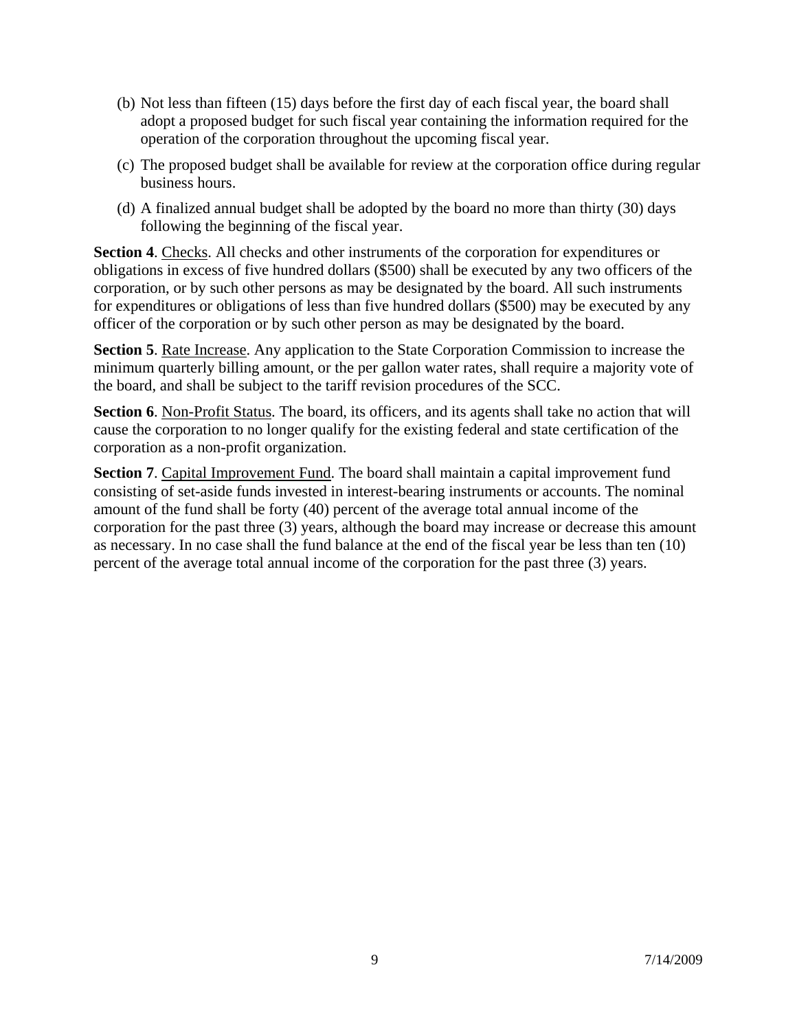(b) Not less than fifteen (15) days before the first day of each fiscal year, the board shall adopt a proposed budget for such fiscal year containing the information required for the operation of the corporation throughout the upcoming fiscal year.

(c) The proposed budget shall be available for review at the corporation office during regular business hours.

(d) A finalized annual budget shall be adopted by the board no more than thirty (30) days following the beginning of the fiscal year.

**Section 4**. Checks. All checks and other instruments of the corporation for expenditures or obligations in excess of five hundred dollars ($500) shall be executed by any two officers of the corporation, or by such other persons as may be designated by the board. All such instruments for expenditures or obligations of less than five hundred dollars ($500) may be executed by any officer of the corporation or by such other person as may be designated by the board.

**Section 5**. Rate Increase. Any application to the State Corporation Commission to increase the minimum quarterly billing amount, or the per gallon water rates, shall require a majority vote of the board, and shall be subject to the tariff revision procedures of the SCC.

**Section 6**. Non-Profit Status. The board, its officers, and its agents shall take no action that will cause the corporation to no longer qualify for the existing federal and state certification of the corporation as a non-profit organization.

**Section 7**. Capital Improvement Fund. The board shall maintain a capital improvement fund consisting of set-aside funds invested in interest-bearing instruments or accounts. The nominal amount of the fund shall be forty (40) percent of the average total annual income of the corporation for the past three (3) years, although the board may increase or decrease this amount as necessary. In no case shall the fund balance at the end of the fiscal year be less than ten (10) percent of the average total annual income of the corporation for the past three (3) years.